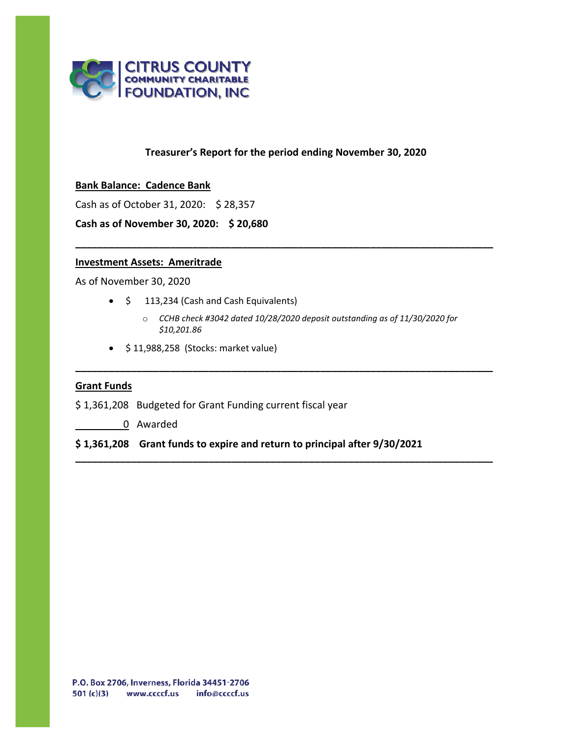CITRUS COUNTY COMMUNITY CHARITABLE FOUNDATION, INC

**Treasurer's Report for the period ending November 30, 2020**

**Bank Balance: Cadence Bank**

Cash as of October 31, 2020: $ 28,357

**Cash as of November 30, 2020: $ 20,680**

---

**Investment Assets: Ameritrade**

As of November 30, 2020

- $ 113,234 (Cash and Cash Equivalents)
  - *CCHB check #3042 dated 10/28/2020 deposit outstanding as of 11/30/2020 for $10,201.86*
- $ 11,988,258 (Stocks: market value)

---

**Grant Funds**

$ 1,361,208 Budgeted for Grant Funding current fiscal year

0 Awarded

**$ 1,361,208 Grant funds to expire and return to principal after 9/30/2021**

---

P.O. Box 2706, Inverness, Florida 34451-2706

501 (c)(3) www.ccccf.us info@ccccf.us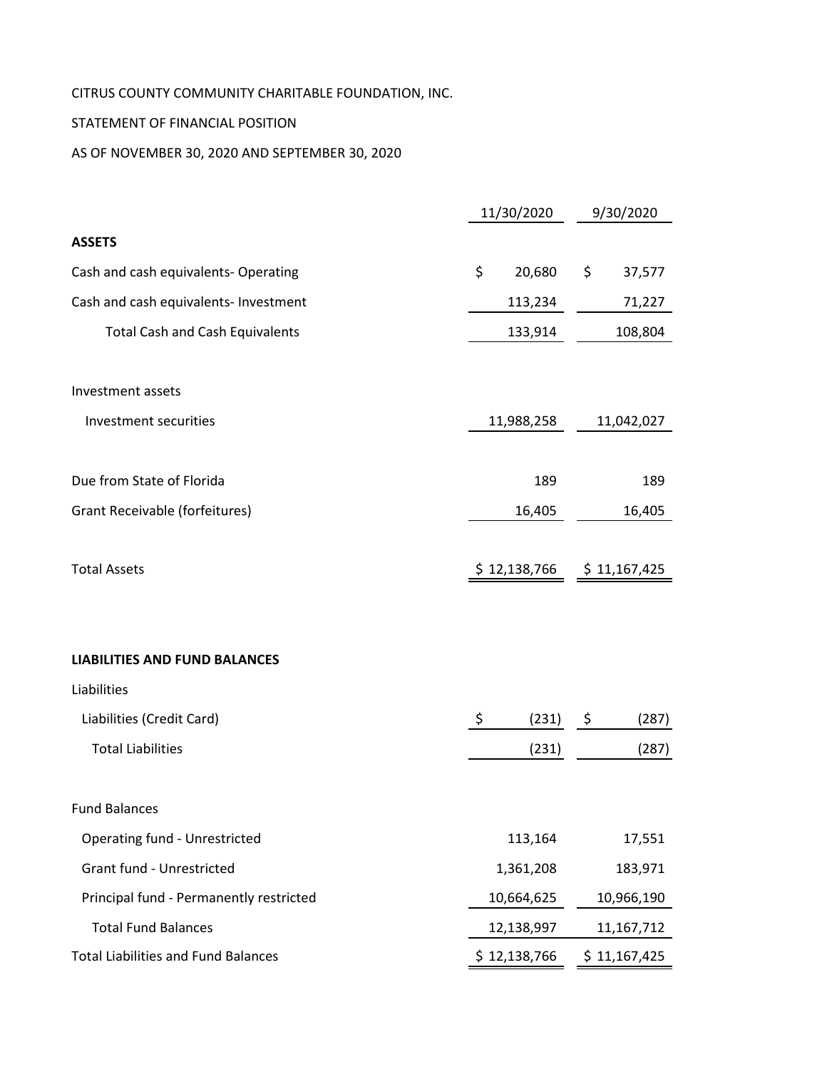CITRUS COUNTY COMMUNITY CHARITABLE FOUNDATION, INC.

STATEMENT OF FINANCIAL POSITION

AS OF NOVEMBER 30, 2020 AND SEPTEMBER 30, 2020

| | 11/30/2020 | 9/30/2020 |
|---|---|---|
| **ASSETS** | | |
| Cash and cash equivalents- Operating | $ 20,680 | $ 37,577 |
| Cash and cash equivalents- Investment | 113,234 | 71,227 |
| Total Cash and Cash Equivalents | 133,914 | 108,804 |
| | | |
| Investment assets | | |
| Investment securities | 11,988,258 | 11,042,027 |
| | | |
| Due from State of Florida | 189 | 189 |
| Grant Receivable (forfeitures) | 16,405 | 16,405 |
| | | |
| Total Assets | $ 12,138,766 | $ 11,167,425 |
| | | |
| **LIABILITIES AND FUND BALANCES** | | |
| Liabilities | | |
| Liabilities (Credit Card) | $ (231) | $ (287) |
| Total Liabilities | (231) | (287) |
| | | |
| Fund Balances | | |
| Operating fund - Unrestricted | 113,164 | 17,551 |
| Grant fund - Unrestricted | 1,361,208 | 183,971 |
| Principal fund - Permanently restricted | 10,664,625 | 10,966,190 |
| Total Fund Balances | 12,138,997 | 11,167,712 |
| Total Liabilities and Fund Balances | $ 12,138,766 | $ 11,167,425 |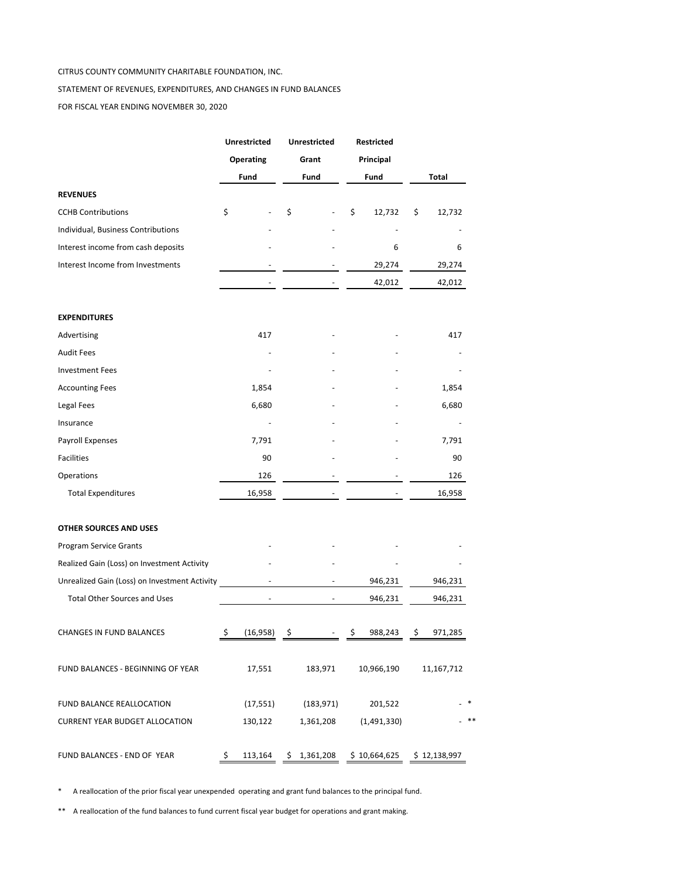CITRUS COUNTY COMMUNITY CHARITABLE FOUNDATION, INC.

STATEMENT OF REVENUES, EXPENDITURES, AND CHANGES IN FUND BALANCES

FOR FISCAL YEAR ENDING NOVEMBER 30, 2020

| | Unrestricted Operating Fund | Unrestricted Grant Fund | Restricted Principal Fund | Total | |
|---|---|---|---|---|---|
| **REVENUES** | | | | | |
| CCHB Contributions | $ - | $ - | $ 12,732 | $ 12,732 | |
| Individual, Business Contributions | - | - | - | - | |
| Interest income from cash deposits | - | - | 6 | 6 | |
| Interest Income from Investments | - | - | 29,274 | 29,274 | |
| | - | - | 42,012 | 42,012 | |
| **EXPENDITURES** | | | | | |
| Advertising | 417 | - | - | 417 | |
| Audit Fees | - | - | - | - | |
| Investment Fees | - | - | - | - | |
| Accounting Fees | 1,854 | - | - | 1,854 | |
| Legal Fees | 6,680 | - | - | 6,680 | |
| Insurance | - | - | - | - | |
| Payroll Expenses | 7,791 | - | - | 7,791 | |
| Facilities | 90 | - | - | 90 | |
| Operations | 126 | - | - | 126 | |
| Total Expenditures | 16,958 | - | - | 16,958 | |
| **OTHER SOURCES AND USES** | | | | | |
| Program Service Grants | - | - | - | - | |
| Realized Gain (Loss) on Investment Activity | - | - | - | - | |
| Unrealized Gain (Loss) on Investment Activity | - | - | 946,231 | 946,231 | |
| Total Other Sources and Uses | - | - | 946,231 | 946,231 | |
| CHANGES IN FUND BALANCES | $ (16,958) | $ - | $ 988,243 | $ 971,285 | |
| FUND BALANCES - BEGINNING OF YEAR | 17,551 | 183,971 | 10,966,190 | 11,167,712 | |
| FUND BALANCE REALLOCATION | (17,551) | (183,971) | 201,522 | - | * |
| CURRENT YEAR BUDGET ALLOCATION | 130,122 | 1,361,208 | (1,491,330) | - | ** |
| FUND BALANCES - END OF YEAR | $ 113,164 | $ 1,361,208 | $ 10,664,625 | $ 12,138,997 | |

\* A reallocation of the prior fiscal year unexpended operating and grant fund balances to the principal fund.

** A reallocation of the fund balances to fund current fiscal year budget for operations and grant making.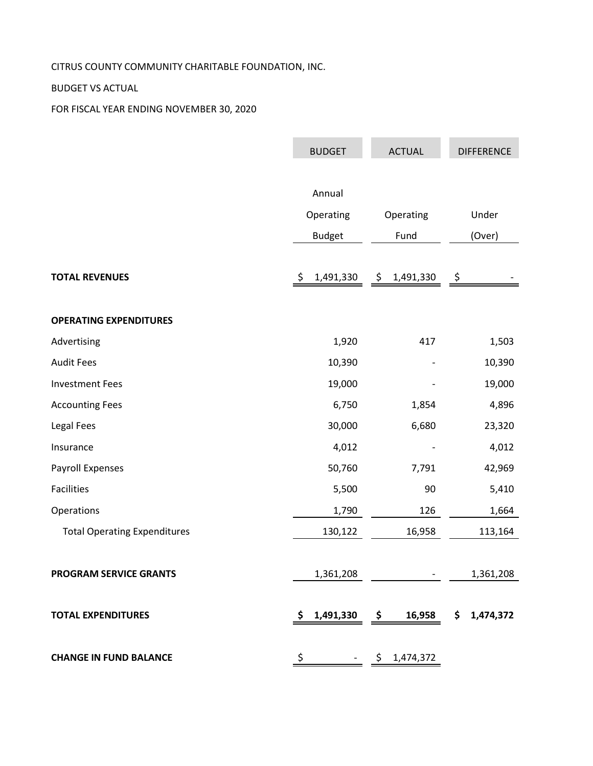CITRUS COUNTY COMMUNITY CHARITABLE FOUNDATION, INC.

BUDGET VS ACTUAL

FOR FISCAL YEAR ENDING NOVEMBER 30, 2020

| | BUDGET | ACTUAL | DIFFERENCE |
|---|---|---|---|
| | Annual Operating Budget | Operating Fund | Under (Over) |
| **TOTAL REVENUES** | $ 1,491,330 | $ 1,491,330 | $ - |
| **OPERATING EXPENDITURES** | | | |
| Advertising | 1,920 | 417 | 1,503 |
| Audit Fees | 10,390 | - | 10,390 |
| Investment Fees | 19,000 | - | 19,000 |
| Accounting Fees | 6,750 | 1,854 | 4,896 |
| Legal Fees | 30,000 | 6,680 | 23,320 |
| Insurance | 4,012 | - | 4,012 |
| Payroll Expenses | 50,760 | 7,791 | 42,969 |
| Facilities | 5,500 | 90 | 5,410 |
| Operations | 1,790 | 126 | 1,664 |
| Total Operating Expenditures | 130,122 | 16,958 | 113,164 |
| **PROGRAM SERVICE GRANTS** | 1,361,208 | - | 1,361,208 |
| **TOTAL EXPENDITURES** | **$ 1,491,330** | **$ 16,958** | **$ 1,474,372** |
| **CHANGE IN FUND BALANCE** | $ - | $ 1,474,372 | |